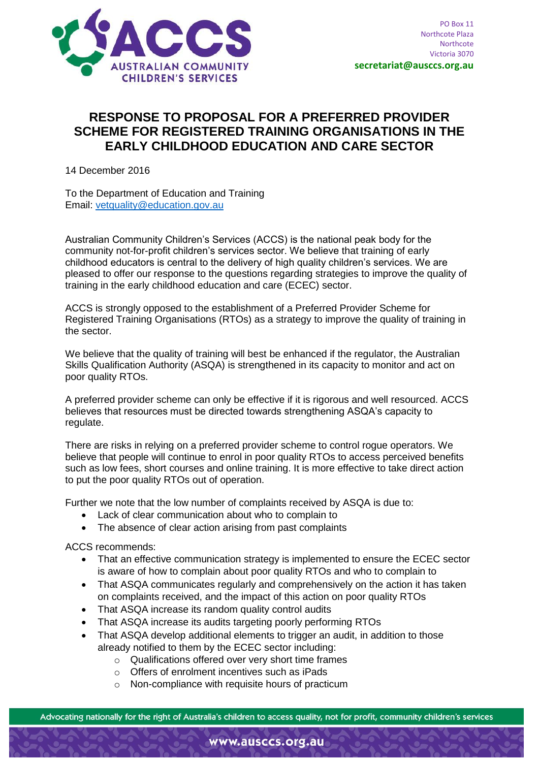PO Box 11
Northcote Plaza
Northcote
Victoria 3070
**secretariat@ausccs.org.au**

# RESPONSE TO PROPOSAL FOR A PREFERRED PROVIDER SCHEME FOR REGISTERED TRAINING ORGANISATIONS IN THE EARLY CHILDHOOD EDUCATION AND CARE SECTOR

14 December 2016

To the Department of Education and Training
Email: [vetquality@education.gov.au](mailto:vetquality@education.gov.au)

Australian Community Children's Services (ACCS) is the national peak body for the community not-for-profit children's services sector. We believe that training of early childhood educators is central to the delivery of high quality children's services. We are pleased to offer our response to the questions regarding strategies to improve the quality of training in the early childhood education and care (ECEC) sector.

ACCS is strongly opposed to the establishment of a Preferred Provider Scheme for Registered Training Organisations (RTOs) as a strategy to improve the quality of training in the sector.

We believe that the quality of training will best be enhanced if the regulator, the Australian Skills Qualification Authority (ASQA) is strengthened in its capacity to monitor and act on poor quality RTOs.

A preferred provider scheme can only be effective if it is rigorous and well resourced. ACCS believes that resources must be directed towards strengthening ASQA's capacity to regulate.

There are risks in relying on a preferred provider scheme to control rogue operators. We believe that people will continue to enrol in poor quality RTOs to access perceived benefits such as low fees, short courses and online training. It is more effective to take direct action to put the poor quality RTOs out of operation.

Further we note that the low number of complaints received by ASQA is due to:

- Lack of clear communication about who to complain to
- The absence of clear action arising from past complaints

ACCS recommends:

- That an effective communication strategy is implemented to ensure the ECEC sector is aware of how to complain about poor quality RTOs and who to complain to
- That ASQA communicates regularly and comprehensively on the action it has taken on complaints received, and the impact of this action on poor quality RTOs
- That ASQA increase its random quality control audits
- That ASQA increase its audits targeting poorly performing RTOs
- That ASQA develop additional elements to trigger an audit, in addition to those already notified to them by the ECEC sector including:
    - Qualifications offered over very short time frames
    - Offers of enrolment incentives such as iPads
    - Non-compliance with requisite hours of practicum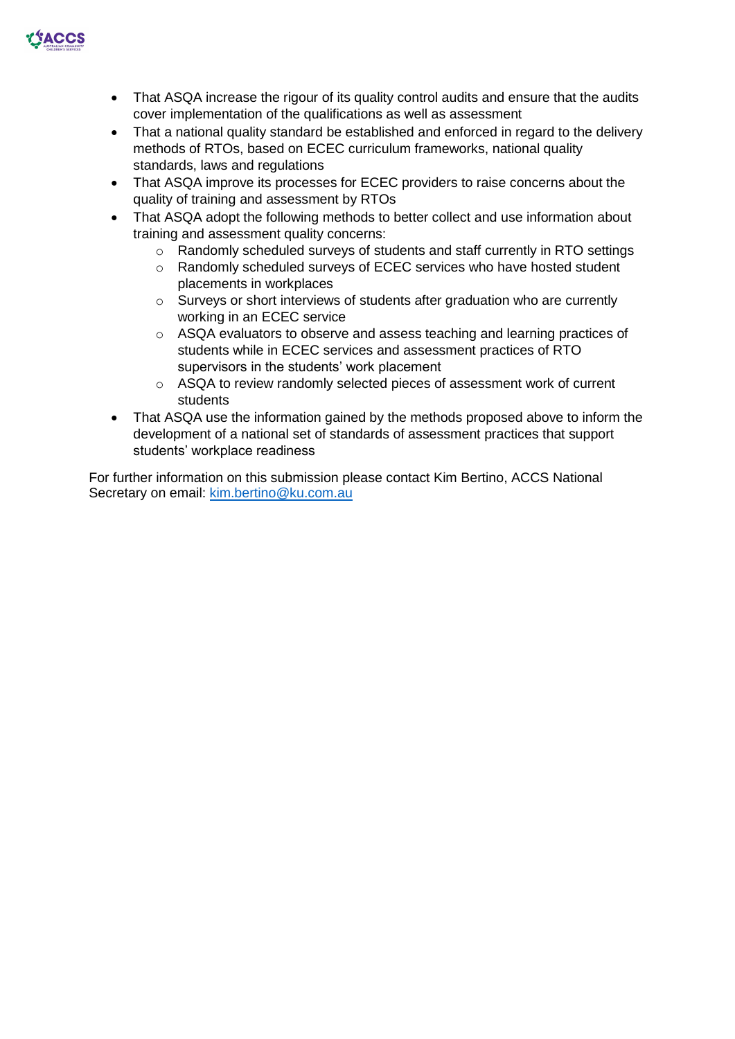- That ASQA increase the rigour of its quality control audits and ensure that the audits cover implementation of the qualifications as well as assessment
- That a national quality standard be established and enforced in regard to the delivery methods of RTOs, based on ECEC curriculum frameworks, national quality standards, laws and regulations
- That ASQA improve its processes for ECEC providers to raise concerns about the quality of training and assessment by RTOs
- That ASQA adopt the following methods to better collect and use information about training and assessment quality concerns:
    - Randomly scheduled surveys of students and staff currently in RTO settings
    - Randomly scheduled surveys of ECEC services who have hosted student placements in workplaces
    - Surveys or short interviews of students after graduation who are currently working in an ECEC service
    - ASQA evaluators to observe and assess teaching and learning practices of students while in ECEC services and assessment practices of RTO supervisors in the students' work placement
    - ASQA to review randomly selected pieces of assessment work of current students
- That ASQA use the information gained by the methods proposed above to inform the development of a national set of standards of assessment practices that support students' workplace readiness

For further information on this submission please contact Kim Bertino, ACCS National Secretary on email: [kim.bertino@ku.com.au](mailto:kim.bertino@ku.com.au)